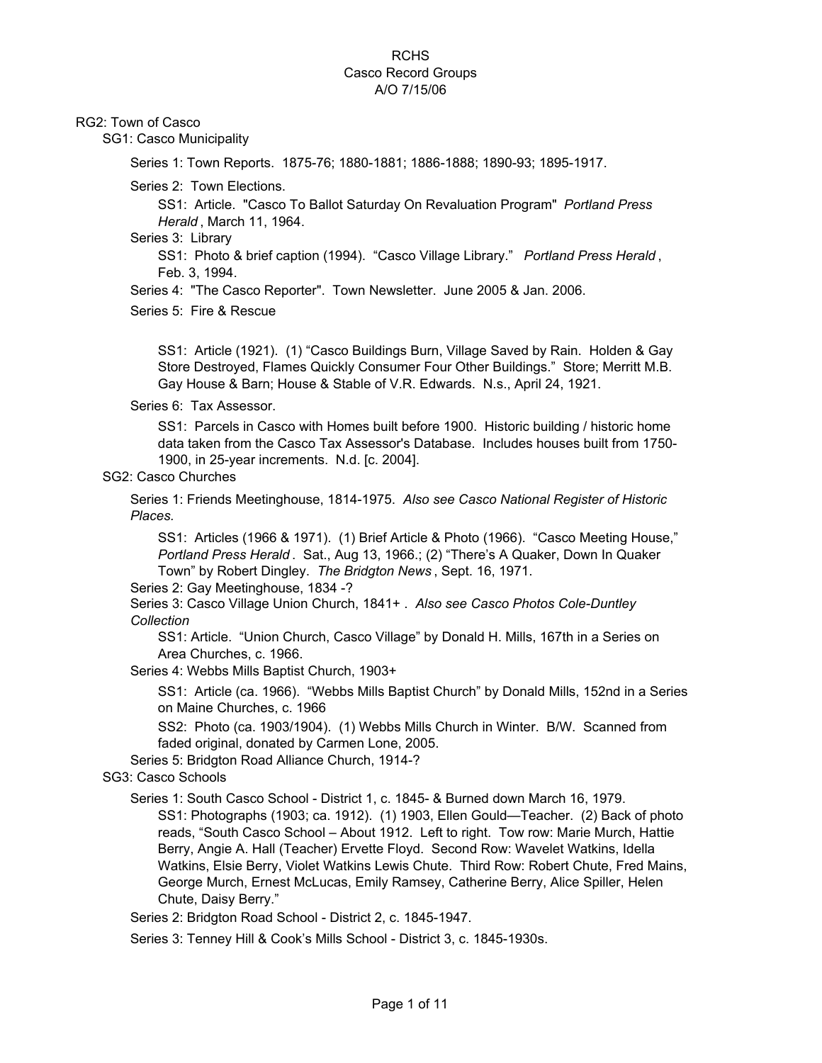RCHS
Casco Record Groups
A/O 7/15/06

RG2: Town of Casco

- SG1: Casco Municipality
  - Series 1: Town Reports. 1875-76; 1880-1881; 1886-1888; 1890-93; 1895-1917.
  - Series 2: Town Elections.
    - SS1: Article. "Casco To Ballot Saturday On Revaluation Program" *Portland Press Herald*, March 11, 1964.
  - Series 3: Library
    - SS1: Photo & brief caption (1994). "Casco Village Library." *Portland Press Herald*, Feb. 3, 1994.
  - Series 4: "The Casco Reporter". Town Newsletter. June 2005 & Jan. 2006.
  - Series 5: Fire & Rescue
    - SS1: Article (1921). (1) "Casco Buildings Burn, Village Saved by Rain. Holden & Gay Store Destroyed, Flames Quickly Consumer Four Other Buildings." Store; Merritt M.B. Gay House & Barn; House & Stable of V.R. Edwards. N.s., April 24, 1921.
  - Series 6: Tax Assessor.
    - SS1: Parcels in Casco with Homes built before 1900. Historic building / historic home data taken from the Casco Tax Assessor's Database. Includes houses built from 1750-1900, in 25-year increments. N.d. [c. 2004].
- SG2: Casco Churches
  - Series 1: Friends Meetinghouse, 1814-1975. *Also see Casco National Register of Historic Places*.
    - SS1: Articles (1966 & 1971). (1) Brief Article & Photo (1966). "Casco Meeting House," *Portland Press Herald*. Sat., Aug 13, 1966.; (2) "There's A Quaker, Down In Quaker Town" by Robert Dingley. *The Bridgton News*, Sept. 16, 1971.
  - Series 2: Gay Meetinghouse, 1834 -?
  - Series 3: Casco Village Union Church, 1841+ . *Also see Casco Photos Cole-Duntley Collection*
    - SS1: Article. "Union Church, Casco Village" by Donald H. Mills, 167th in a Series on Area Churches, c. 1966.
  - Series 4: Webbs Mills Baptist Church, 1903+
    - SS1: Article (ca. 1966). "Webbs Mills Baptist Church" by Donald Mills, 152nd in a Series on Maine Churches, c. 1966
    - SS2: Photo (ca. 1903/1904). (1) Webbs Mills Church in Winter. B/W. Scanned from faded original, donated by Carmen Lone, 2005.
  - Series 5: Bridgton Road Alliance Church, 1914-?
- SG3: Casco Schools
  - Series 1: South Casco School - District 1, c. 1845- & Burned down March 16, 1979.
    - SS1: Photographs (1903; ca. 1912). (1) 1903, Ellen Gould—Teacher. (2) Back of photo reads, "South Casco School – About 1912. Left to right. Tow row: Marie Murch, Hattie Berry, Angie A. Hall (Teacher) Ervette Floyd. Second Row: Wavelet Watkins, Idella Watkins, Elsie Berry, Violet Watkins Lewis Chute. Third Row: Robert Chute, Fred Mains, George Murch, Ernest McLucas, Emily Ramsey, Catherine Berry, Alice Spiller, Helen Chute, Daisy Berry."
  - Series 2: Bridgton Road School - District 2, c. 1845-1947.
  - Series 3: Tenney Hill & Cook's Mills School - District 3, c. 1845-1930s.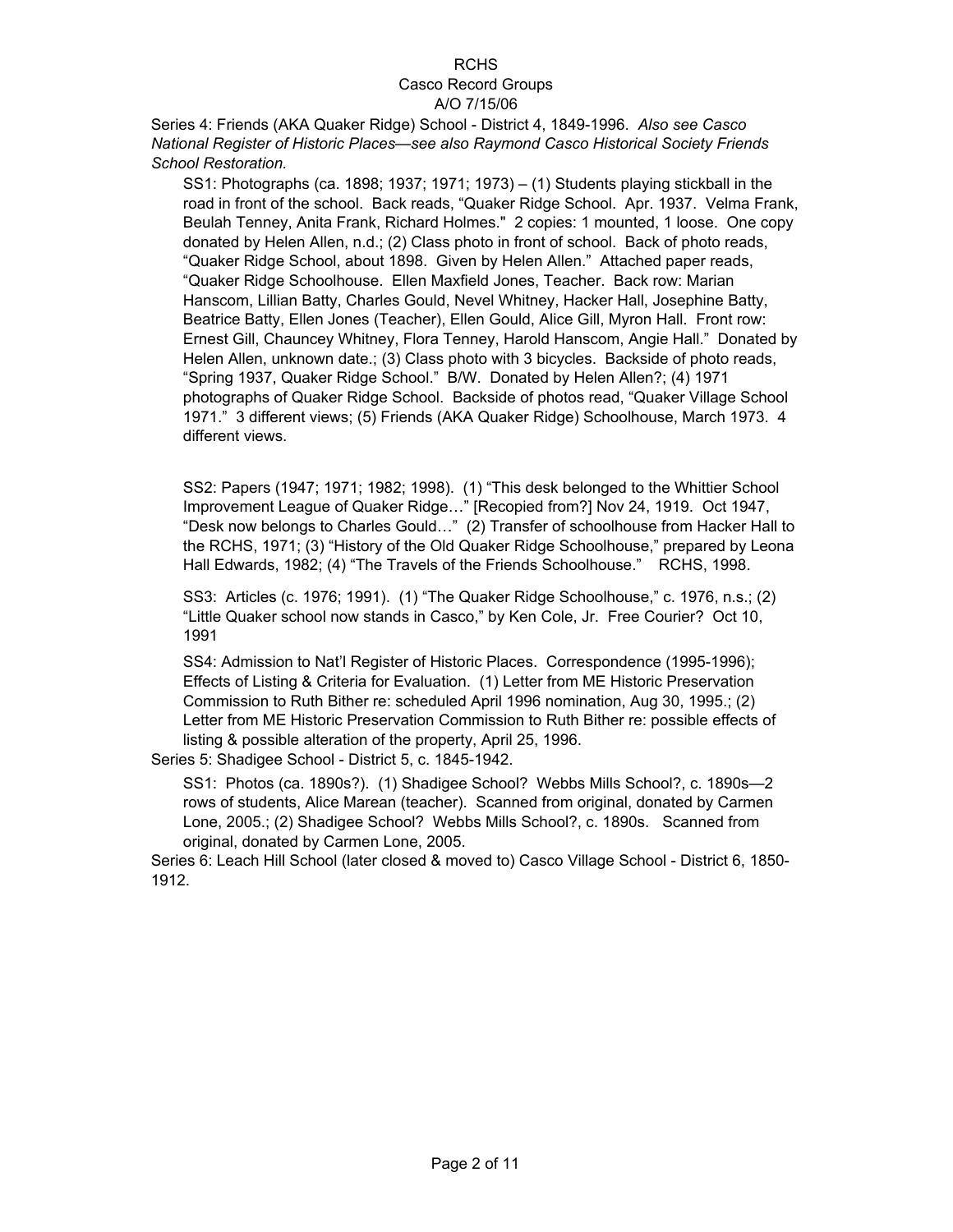RCHS
Casco Record Groups
A/O 7/15/06

Series 4: Friends (AKA Quaker Ridge) School - District 4, 1849-1996. *Also see Casco National Register of Historic Places—see also Raymond Casco Historical Society Friends School Restoration.*

SS1: Photographs (ca. 1898; 1937; 1971; 1973) – (1) Students playing stickball in the road in front of the school. Back reads, "Quaker Ridge School. Apr. 1937. Velma Frank, Beulah Tenney, Anita Frank, Richard Holmes." 2 copies: 1 mounted, 1 loose. One copy donated by Helen Allen, n.d.; (2) Class photo in front of school. Back of photo reads, "Quaker Ridge School, about 1898. Given by Helen Allen." Attached paper reads, "Quaker Ridge Schoolhouse. Ellen Maxfield Jones, Teacher. Back row: Marian Hanscom, Lillian Batty, Charles Gould, Nevel Whitney, Hacker Hall, Josephine Batty, Beatrice Batty, Ellen Jones (Teacher), Ellen Gould, Alice Gill, Myron Hall. Front row: Ernest Gill, Chauncey Whitney, Flora Tenney, Harold Hanscom, Angie Hall." Donated by Helen Allen, unknown date.; (3) Class photo with 3 bicycles. Backside of photo reads, "Spring 1937, Quaker Ridge School." B/W. Donated by Helen Allen?; (4) 1971 photographs of Quaker Ridge School. Backside of photos read, "Quaker Village School 1971." 3 different views; (5) Friends (AKA Quaker Ridge) Schoolhouse, March 1973. 4 different views.

SS2: Papers (1947; 1971; 1982; 1998). (1) "This desk belonged to the Whittier School Improvement League of Quaker Ridge…" [Recopied from?] Nov 24, 1919. Oct 1947, "Desk now belongs to Charles Gould…" (2) Transfer of schoolhouse from Hacker Hall to the RCHS, 1971; (3) "History of the Old Quaker Ridge Schoolhouse," prepared by Leona Hall Edwards, 1982; (4) "The Travels of the Friends Schoolhouse." RCHS, 1998.

SS3: Articles (c. 1976; 1991). (1) "The Quaker Ridge Schoolhouse," c. 1976, n.s.; (2) "Little Quaker school now stands in Casco," by Ken Cole, Jr. Free Courier? Oct 10, 1991

SS4: Admission to Nat'l Register of Historic Places. Correspondence (1995-1996); Effects of Listing & Criteria for Evaluation. (1) Letter from ME Historic Preservation Commission to Ruth Bither re: scheduled April 1996 nomination, Aug 30, 1995.; (2) Letter from ME Historic Preservation Commission to Ruth Bither re: possible effects of listing & possible alteration of the property, April 25, 1996.

Series 5: Shadigee School - District 5, c. 1845-1942.

SS1: Photos (ca. 1890s?). (1) Shadigee School? Webbs Mills School?, c. 1890s—2 rows of students, Alice Marean (teacher). Scanned from original, donated by Carmen Lone, 2005.; (2) Shadigee School? Webbs Mills School?, c. 1890s. Scanned from original, donated by Carmen Lone, 2005.

Series 6: Leach Hill School (later closed & moved to) Casco Village School - District 6, 1850-1912.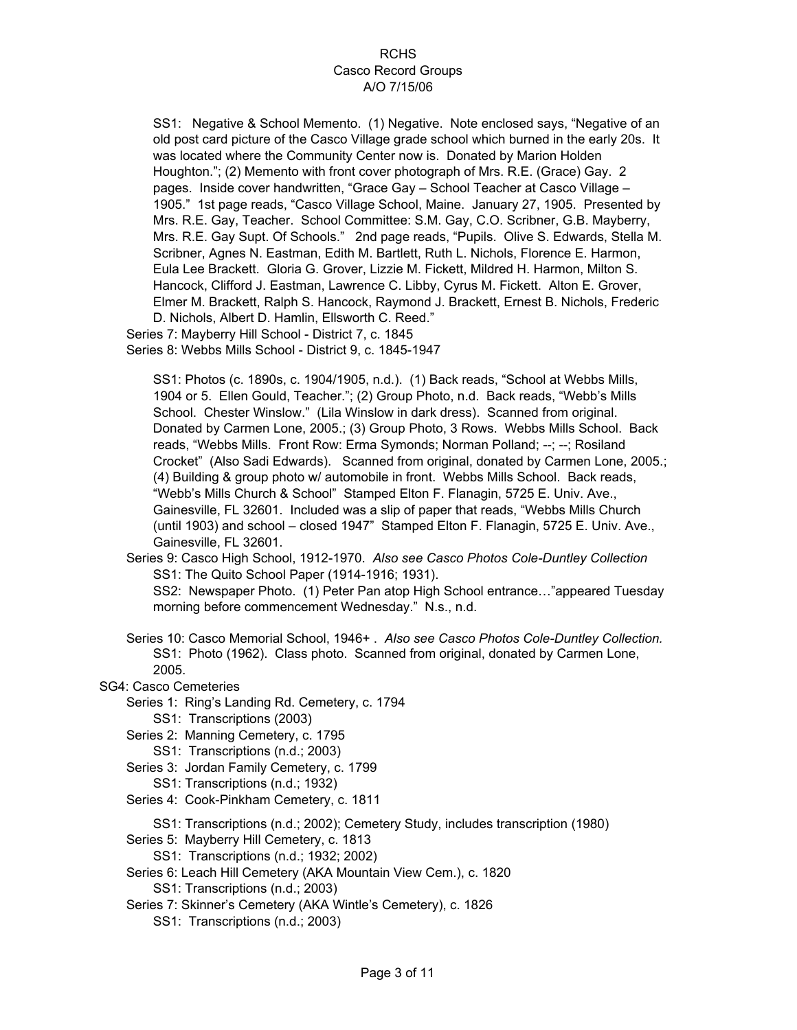SS1: Negative & School Memento. (1) Negative. Note enclosed says, "Negative of an old post card picture of the Casco Village grade school which burned in the early 20s. It was located where the Community Center now is. Donated by Marion Holden Houghton."; (2) Memento with front cover photograph of Mrs. R.E. (Grace) Gay. 2 pages. Inside cover handwritten, "Grace Gay – School Teacher at Casco Village – 1905." 1st page reads, "Casco Village School, Maine. January 27, 1905. Presented by Mrs. R.E. Gay, Teacher. School Committee: S.M. Gay, C.O. Scribner, G.B. Mayberry, Mrs. R.E. Gay Supt. Of Schools." 2nd page reads, "Pupils. Olive S. Edwards, Stella M. Scribner, Agnes N. Eastman, Edith M. Bartlett, Ruth L. Nichols, Florence E. Harmon, Eula Lee Brackett. Gloria G. Grover, Lizzie M. Fickett, Mildred H. Harmon, Milton S. Hancock, Clifford J. Eastman, Lawrence C. Libby, Cyrus M. Fickett. Alton E. Grover, Elmer M. Brackett, Ralph S. Hancock, Raymond J. Brackett, Ernest B. Nichols, Frederic D. Nichols, Albert D. Hamlin, Ellsworth C. Reed."

Series 7: Mayberry Hill School - District 7, c. 1845

Series 8: Webbs Mills School - District 9, c. 1845-1947

SS1: Photos (c. 1890s, c. 1904/1905, n.d.). (1) Back reads, "School at Webbs Mills, 1904 or 5. Ellen Gould, Teacher."; (2) Group Photo, n.d. Back reads, "Webb's Mills School. Chester Winslow." (Lila Winslow in dark dress). Scanned from original. Donated by Carmen Lone, 2005.; (3) Group Photo, 3 Rows. Webbs Mills School. Back reads, "Webbs Mills. Front Row: Erma Symonds; Norman Polland; --; --; Rosiland Crocket" (Also Sadi Edwards). Scanned from original, donated by Carmen Lone, 2005.; (4) Building & group photo w/ automobile in front. Webbs Mills School. Back reads, "Webb's Mills Church & School" Stamped Elton F. Flanagin, 5725 E. Univ. Ave., Gainesville, FL 32601. Included was a slip of paper that reads, "Webbs Mills Church (until 1903) and school – closed 1947" Stamped Elton F. Flanagin, 5725 E. Univ. Ave., Gainesville, FL 32601.

Series 9: Casco High School, 1912-1970. *Also see Casco Photos Cole-Duntley Collection*

SS1: The Quito School Paper (1914-1916; 1931).

SS2: Newspaper Photo. (1) Peter Pan atop High School entrance…"appeared Tuesday morning before commencement Wednesday." N.s., n.d.

Series 10: Casco Memorial School, 1946+ . *Also see Casco Photos Cole-Duntley Collection.*

SS1: Photo (1962). Class photo. Scanned from original, donated by Carmen Lone, 2005.

SG4: Casco Cemeteries

Series 1: Ring's Landing Rd. Cemetery, c. 1794

SS1: Transcriptions (2003)

Series 2: Manning Cemetery, c. 1795

SS1: Transcriptions (n.d.; 2003)

Series 3: Jordan Family Cemetery, c. 1799

SS1: Transcriptions (n.d.; 1932)

Series 4: Cook-Pinkham Cemetery, c. 1811

SS1: Transcriptions (n.d.; 2002); Cemetery Study, includes transcription (1980)

Series 5: Mayberry Hill Cemetery, c. 1813

SS1: Transcriptions (n.d.; 1932; 2002)

Series 6: Leach Hill Cemetery (AKA Mountain View Cem.), c. 1820

SS1: Transcriptions (n.d.; 2003)

Series 7: Skinner's Cemetery (AKA Wintle's Cemetery), c. 1826

SS1: Transcriptions (n.d.; 2003)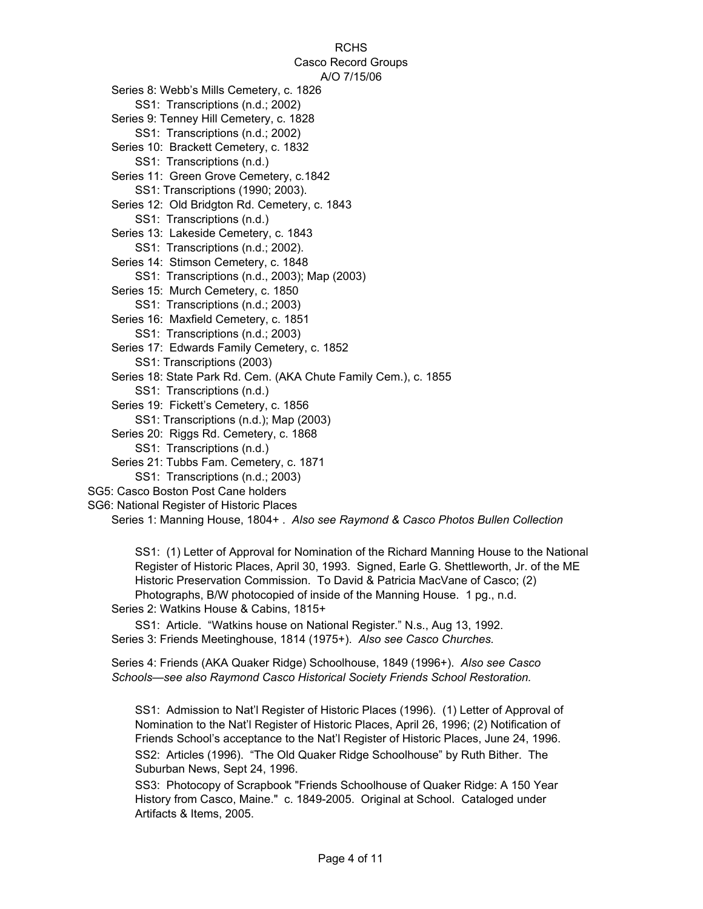RCHS
Casco Record Groups
A/O 7/15/06

- Series 8: Webb's Mills Cemetery, c. 1826
  - SS1: Transcriptions (n.d.; 2002)
- Series 9: Tenney Hill Cemetery, c. 1828
  - SS1: Transcriptions (n.d.; 2002)
- Series 10: Brackett Cemetery, c. 1832
  - SS1: Transcriptions (n.d.)
- Series 11: Green Grove Cemetery, c.1842
  - SS1: Transcriptions (1990; 2003).
- Series 12: Old Bridgton Rd. Cemetery, c. 1843
  - SS1: Transcriptions (n.d.)
- Series 13: Lakeside Cemetery, c. 1843
  - SS1: Transcriptions (n.d.; 2002).
- Series 14: Stimson Cemetery, c. 1848
  - SS1: Transcriptions (n.d., 2003); Map (2003)
- Series 15: Murch Cemetery, c. 1850
  - SS1: Transcriptions (n.d.; 2003)
- Series 16: Maxfield Cemetery, c. 1851
  - SS1: Transcriptions (n.d.; 2003)
- Series 17: Edwards Family Cemetery, c. 1852
  - SS1: Transcriptions (2003)
- Series 18: State Park Rd. Cem. (AKA Chute Family Cem.), c. 1855
  - SS1: Transcriptions (n.d.)
- Series 19: Fickett's Cemetery, c. 1856
  - SS1: Transcriptions (n.d.); Map (2003)
- Series 20: Riggs Rd. Cemetery, c. 1868
  - SS1: Transcriptions (n.d.)
- Series 21: Tubbs Fam. Cemetery, c. 1871
  - SS1: Transcriptions (n.d.; 2003)

SG5: Casco Boston Post Cane holders

SG6: National Register of Historic Places

- Series 1: Manning House, 1804+ . *Also see Raymond & Casco Photos Bullen Collection*
  - SS1: (1) Letter of Approval for Nomination of the Richard Manning House to the National Register of Historic Places, April 30, 1993. Signed, Earle G. Shettleworth, Jr. of the ME Historic Preservation Commission. To David & Patricia MacVane of Casco; (2) Photographs, B/W photocopied of inside of the Manning House. 1 pg., n.d.
- Series 2: Watkins House & Cabins, 1815+
  - SS1: Article. "Watkins house on National Register." N.s., Aug 13, 1992.
- Series 3: Friends Meetinghouse, 1814 (1975+). *Also see Casco Churches.*
- Series 4: Friends (AKA Quaker Ridge) Schoolhouse, 1849 (1996+). *Also see Casco Schools—see also Raymond Casco Historical Society Friends School Restoration.*
  - SS1: Admission to Nat'l Register of Historic Places (1996). (1) Letter of Approval of Nomination to the Nat'l Register of Historic Places, April 26, 1996; (2) Notification of Friends School's acceptance to the Nat'l Register of Historic Places, June 24, 1996.
  - SS2: Articles (1996). "The Old Quaker Ridge Schoolhouse" by Ruth Bither. The Suburban News, Sept 24, 1996.
  - SS3: Photocopy of Scrapbook "Friends Schoolhouse of Quaker Ridge: A 150 Year History from Casco, Maine." c. 1849-2005. Original at School. Cataloged under Artifacts & Items, 2005.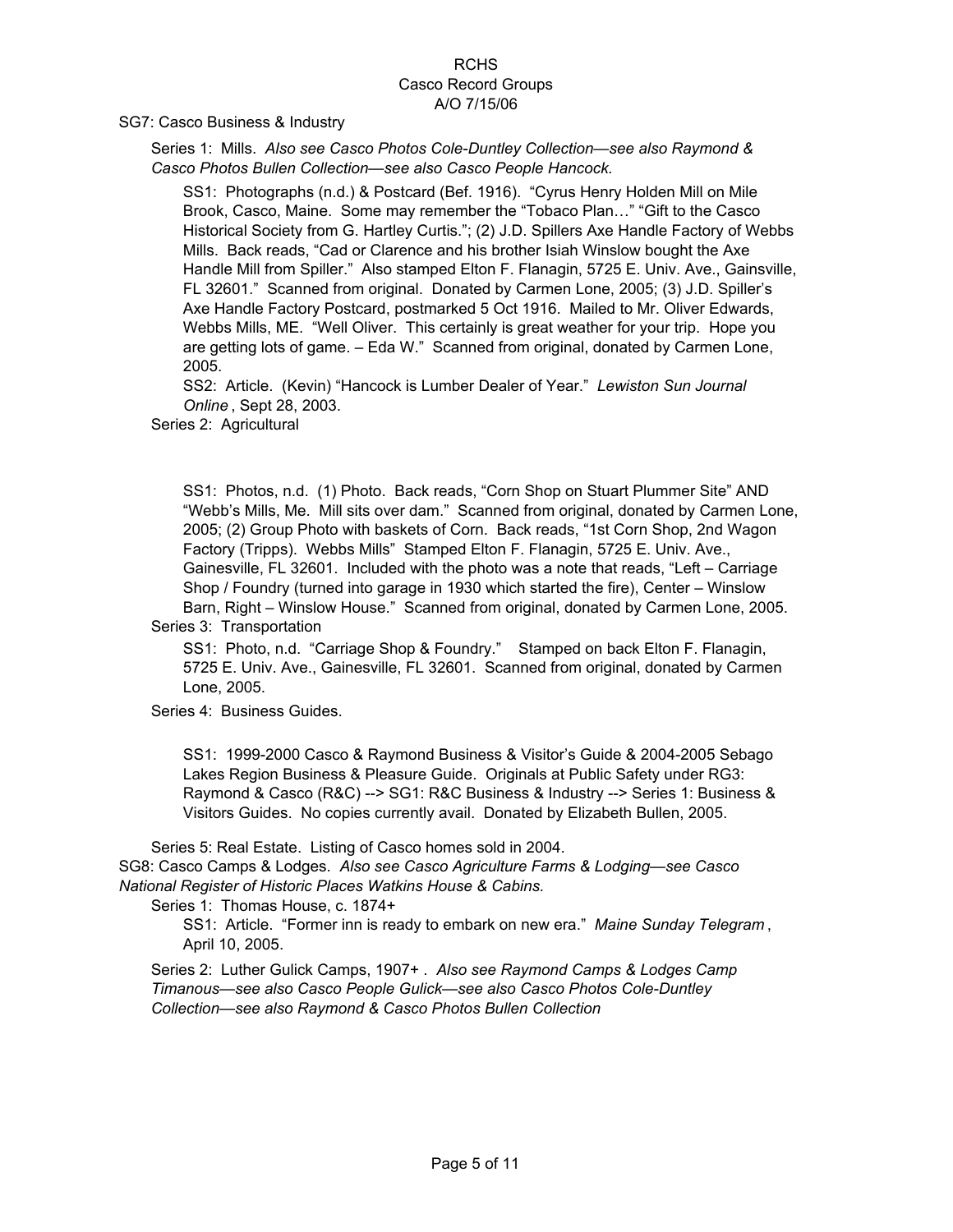SG7: Casco Business & Industry

Series 1: Mills. *Also see Casco Photos Cole-Duntley Collection—see also Raymond & Casco Photos Bullen Collection—see also Casco People Hancock.*

SS1: Photographs (n.d.) & Postcard (Bef. 1916). "Cyrus Henry Holden Mill on Mile Brook, Casco, Maine. Some may remember the "Tobaco Plan…" "Gift to the Casco Historical Society from G. Hartley Curtis."; (2) J.D. Spillers Axe Handle Factory of Webbs Mills. Back reads, "Cad or Clarence and his brother Isiah Winslow bought the Axe Handle Mill from Spiller." Also stamped Elton F. Flanagin, 5725 E. Univ. Ave., Gainsville, FL 32601." Scanned from original. Donated by Carmen Lone, 2005; (3) J.D. Spiller's Axe Handle Factory Postcard, postmarked 5 Oct 1916. Mailed to Mr. Oliver Edwards, Webbs Mills, ME. "Well Oliver. This certainly is great weather for your trip. Hope you are getting lots of game. – Eda W." Scanned from original, donated by Carmen Lone, 2005.

SS2: Article. (Kevin) "Hancock is Lumber Dealer of Year." *Lewiston Sun Journal Online*, Sept 28, 2003.

Series 2: Agricultural

SS1: Photos, n.d. (1) Photo. Back reads, "Corn Shop on Stuart Plummer Site" AND "Webb's Mills, Me. Mill sits over dam." Scanned from original, donated by Carmen Lone, 2005; (2) Group Photo with baskets of Corn. Back reads, "1st Corn Shop, 2nd Wagon Factory (Tripps). Webbs Mills" Stamped Elton F. Flanagin, 5725 E. Univ. Ave., Gainesville, FL 32601. Included with the photo was a note that reads, "Left – Carriage Shop / Foundry (turned into garage in 1930 which started the fire), Center – Winslow Barn, Right – Winslow House." Scanned from original, donated by Carmen Lone, 2005.

Series 3: Transportation

SS1: Photo, n.d. "Carriage Shop & Foundry." Stamped on back Elton F. Flanagin, 5725 E. Univ. Ave., Gainesville, FL 32601. Scanned from original, donated by Carmen Lone, 2005.

Series 4: Business Guides.

SS1: 1999-2000 Casco & Raymond Business & Visitor's Guide & 2004-2005 Sebago Lakes Region Business & Pleasure Guide. Originals at Public Safety under RG3: Raymond & Casco (R&C) --> SG1: R&C Business & Industry --> Series 1: Business & Visitors Guides. No copies currently avail. Donated by Elizabeth Bullen, 2005.

Series 5: Real Estate. Listing of Casco homes sold in 2004.

SG8: Casco Camps & Lodges. *Also see Casco Agriculture Farms & Lodging—see Casco National Register of Historic Places Watkins House & Cabins.*

Series 1: Thomas House, c. 1874+

SS1: Article. "Former inn is ready to embark on new era." *Maine Sunday Telegram*, April 10, 2005.

Series 2: Luther Gulick Camps, 1907+ . *Also see Raymond Camps & Lodges Camp Timanous—see also Casco People Gulick—see also Casco Photos Cole-Duntley Collection—see also Raymond & Casco Photos Bullen Collection*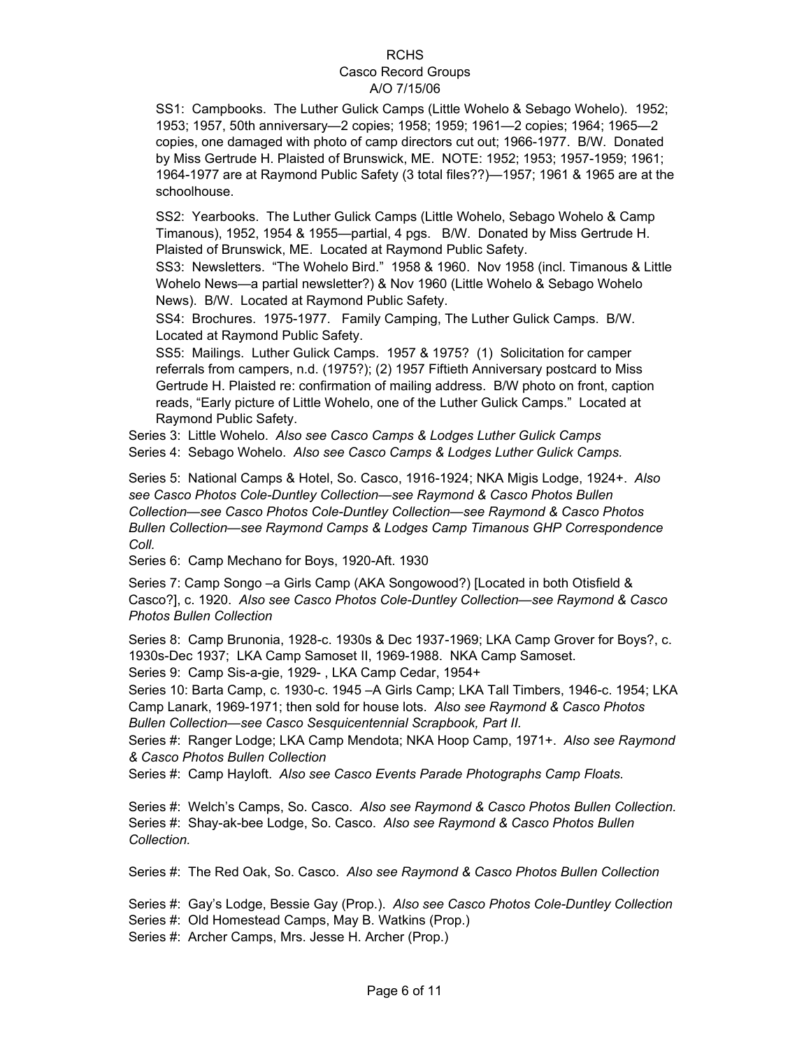RCHS
Casco Record Groups
A/O 7/15/06

SS1: Campbooks. The Luther Gulick Camps (Little Wohelo & Sebago Wohelo). 1952; 1953; 1957, 50th anniversary—2 copies; 1958; 1959; 1961—2 copies; 1964; 1965—2 copies, one damaged with photo of camp directors cut out; 1966-1977. B/W. Donated by Miss Gertrude H. Plaisted of Brunswick, ME. NOTE: 1952; 1953; 1957-1959; 1961; 1964-1977 are at Raymond Public Safety (3 total files??)—1957; 1961 & 1965 are at the schoolhouse.

SS2: Yearbooks. The Luther Gulick Camps (Little Wohelo, Sebago Wohelo & Camp Timanous), 1952, 1954 & 1955—partial, 4 pgs. B/W. Donated by Miss Gertrude H. Plaisted of Brunswick, ME. Located at Raymond Public Safety.

SS3: Newsletters. "The Wohelo Bird." 1958 & 1960. Nov 1958 (incl. Timanous & Little Wohelo News—a partial newsletter?) & Nov 1960 (Little Wohelo & Sebago Wohelo News). B/W. Located at Raymond Public Safety.

SS4: Brochures. 1975-1977. Family Camping, The Luther Gulick Camps. B/W. Located at Raymond Public Safety.

SS5: Mailings. Luther Gulick Camps. 1957 & 1975? (1) Solicitation for camper referrals from campers, n.d. (1975?); (2) 1957 Fiftieth Anniversary postcard to Miss Gertrude H. Plaisted re: confirmation of mailing address. B/W photo on front, caption reads, "Early picture of Little Wohelo, one of the Luther Gulick Camps." Located at Raymond Public Safety.

Series 3: Little Wohelo. *Also see Casco Camps & Lodges Luther Gulick Camps*

Series 4: Sebago Wohelo. *Also see Casco Camps & Lodges Luther Gulick Camps.*

Series 5: National Camps & Hotel, So. Casco, 1916-1924; NKA Migis Lodge, 1924+. *Also see Casco Photos Cole-Duntley Collection—see Raymond & Casco Photos Bullen Collection—see Casco Photos Cole-Duntley Collection—see Raymond & Casco Photos Bullen Collection—see Raymond Camps & Lodges Camp Timanous GHP Correspondence Coll.*

Series 6: Camp Mechano for Boys, 1920-Aft. 1930

Series 7: Camp Songo –a Girls Camp (AKA Songowood?) [Located in both Otisfield & Casco?], c. 1920. *Also see Casco Photos Cole-Duntley Collection—see Raymond & Casco Photos Bullen Collection*

Series 8: Camp Brunonia, 1928-c. 1930s & Dec 1937-1969; LKA Camp Grover for Boys?, c. 1930s-Dec 1937; LKA Camp Samoset II, 1969-1988. NKA Camp Samoset.

Series 9: Camp Sis-a-gie, 1929- , LKA Camp Cedar, 1954+

Series 10: Barta Camp, c. 1930-c. 1945 –A Girls Camp; LKA Tall Timbers, 1946-c. 1954; LKA Camp Lanark, 1969-1971; then sold for house lots. *Also see Raymond & Casco Photos Bullen Collection—see Casco Sesquicentennial Scrapbook, Part II.*

Series #: Ranger Lodge; LKA Camp Mendota; NKA Hoop Camp, 1971+. *Also see Raymond & Casco Photos Bullen Collection*

Series #: Camp Hayloft. *Also see Casco Events Parade Photographs Camp Floats.*

Series #: Welch's Camps, So. Casco. *Also see Raymond & Casco Photos Bullen Collection.*

Series #: Shay-ak-bee Lodge, So. Casco. *Also see Raymond & Casco Photos Bullen Collection.*

Series #: The Red Oak, So. Casco. *Also see Raymond & Casco Photos Bullen Collection*

Series #: Gay's Lodge, Bessie Gay (Prop.). *Also see Casco Photos Cole-Duntley Collection*

Series #: Old Homestead Camps, May B. Watkins (Prop.)

Series #: Archer Camps, Mrs. Jesse H. Archer (Prop.)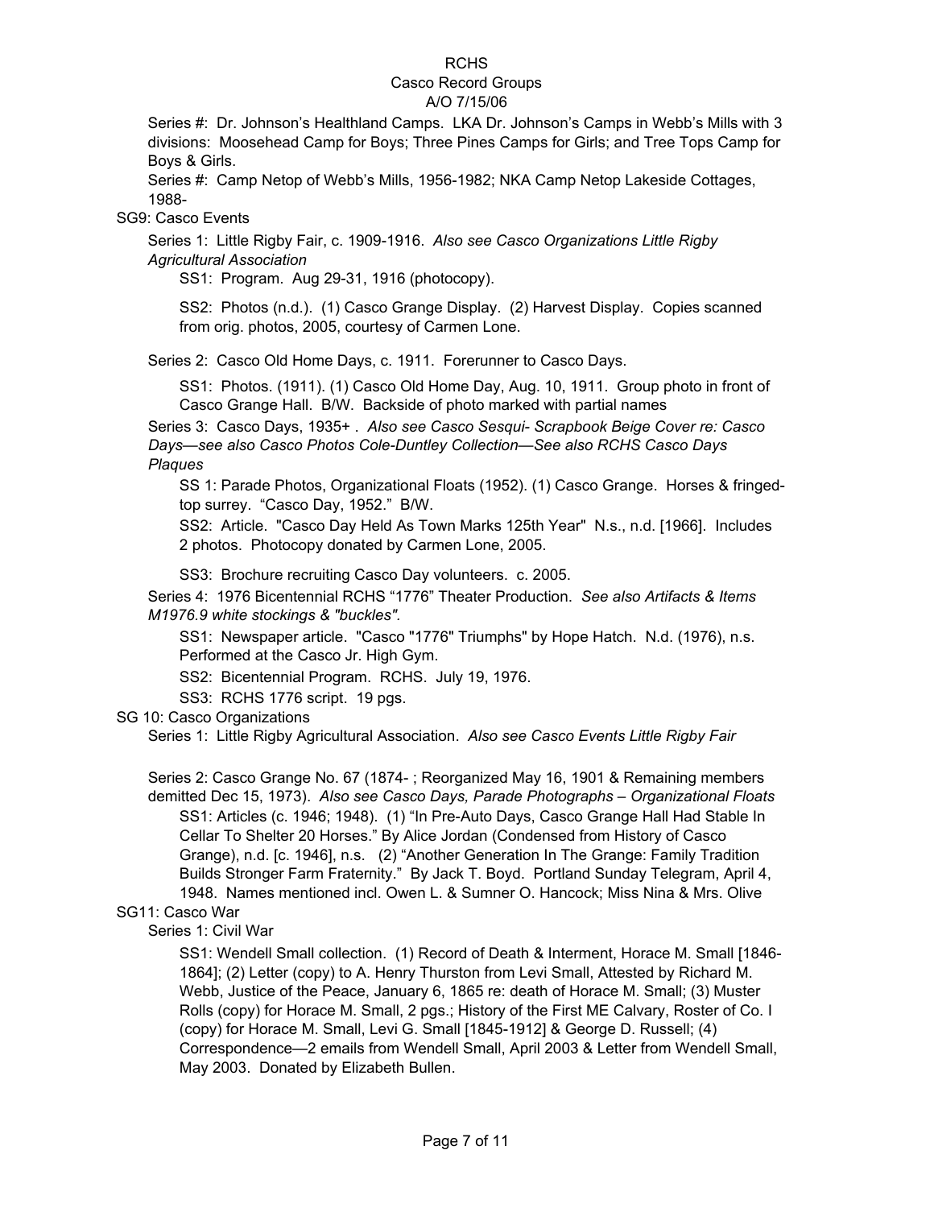Series #: Dr. Johnson's Healthland Camps. LKA Dr. Johnson's Camps in Webb's Mills with 3 divisions: Moosehead Camp for Boys; Three Pines Camps for Girls; and Tree Tops Camp for Boys & Girls.

Series #: Camp Netop of Webb's Mills, 1956-1982; NKA Camp Netop Lakeside Cottages, 1988-

SG9: Casco Events

Series 1: Little Rigby Fair, c. 1909-1916. *Also see Casco Organizations Little Rigby Agricultural Association*

SS1: Program. Aug 29-31, 1916 (photocopy).

SS2: Photos (n.d.). (1) Casco Grange Display. (2) Harvest Display. Copies scanned from orig. photos, 2005, courtesy of Carmen Lone.

Series 2: Casco Old Home Days, c. 1911. Forerunner to Casco Days.

SS1: Photos. (1911). (1) Casco Old Home Day, Aug. 10, 1911. Group photo in front of Casco Grange Hall. B/W. Backside of photo marked with partial names

Series 3: Casco Days, 1935+ . *Also see Casco Sesqui- Scrapbook Beige Cover re: Casco Days—see also Casco Photos Cole-Duntley Collection—See also RCHS Casco Days Plaques*

SS 1: Parade Photos, Organizational Floats (1952). (1) Casco Grange. Horses & fringed-top surrey. "Casco Day, 1952." B/W.

SS2: Article. "Casco Day Held As Town Marks 125th Year" N.s., n.d. [1966]. Includes 2 photos. Photocopy donated by Carmen Lone, 2005.

SS3: Brochure recruiting Casco Day volunteers. c. 2005.

Series 4: 1976 Bicentennial RCHS "1776" Theater Production. *See also Artifacts & Items M1976.9 white stockings & "buckles".*

SS1: Newspaper article. "Casco "1776" Triumphs" by Hope Hatch. N.d. (1976), n.s. Performed at the Casco Jr. High Gym.

SS2: Bicentennial Program. RCHS. July 19, 1976.

SS3: RCHS 1776 script. 19 pgs.

SG 10: Casco Organizations

Series 1: Little Rigby Agricultural Association. *Also see Casco Events Little Rigby Fair*

Series 2: Casco Grange No. 67 (1874- ; Reorganized May 16, 1901 & Remaining members demitted Dec 15, 1973). *Also see Casco Days, Parade Photographs – Organizational Floats*

SS1: Articles (c. 1946; 1948). (1) "In Pre-Auto Days, Casco Grange Hall Had Stable In Cellar To Shelter 20 Horses." By Alice Jordan (Condensed from History of Casco Grange), n.d. [c. 1946], n.s. (2) "Another Generation In The Grange: Family Tradition Builds Stronger Farm Fraternity." By Jack T. Boyd. Portland Sunday Telegram, April 4, 1948. Names mentioned incl. Owen L. & Sumner O. Hancock; Miss Nina & Mrs. Olive

SG11: Casco War

Series 1: Civil War

SS1: Wendell Small collection. (1) Record of Death & Interment, Horace M. Small [1846-1864]; (2) Letter (copy) to A. Henry Thurston from Levi Small, Attested by Richard M. Webb, Justice of the Peace, January 6, 1865 re: death of Horace M. Small; (3) Muster Rolls (copy) for Horace M. Small, 2 pgs.; History of the First ME Calvary, Roster of Co. I (copy) for Horace M. Small, Levi G. Small [1845-1912] & George D. Russell; (4) Correspondence—2 emails from Wendell Small, April 2003 & Letter from Wendell Small, May 2003. Donated by Elizabeth Bullen.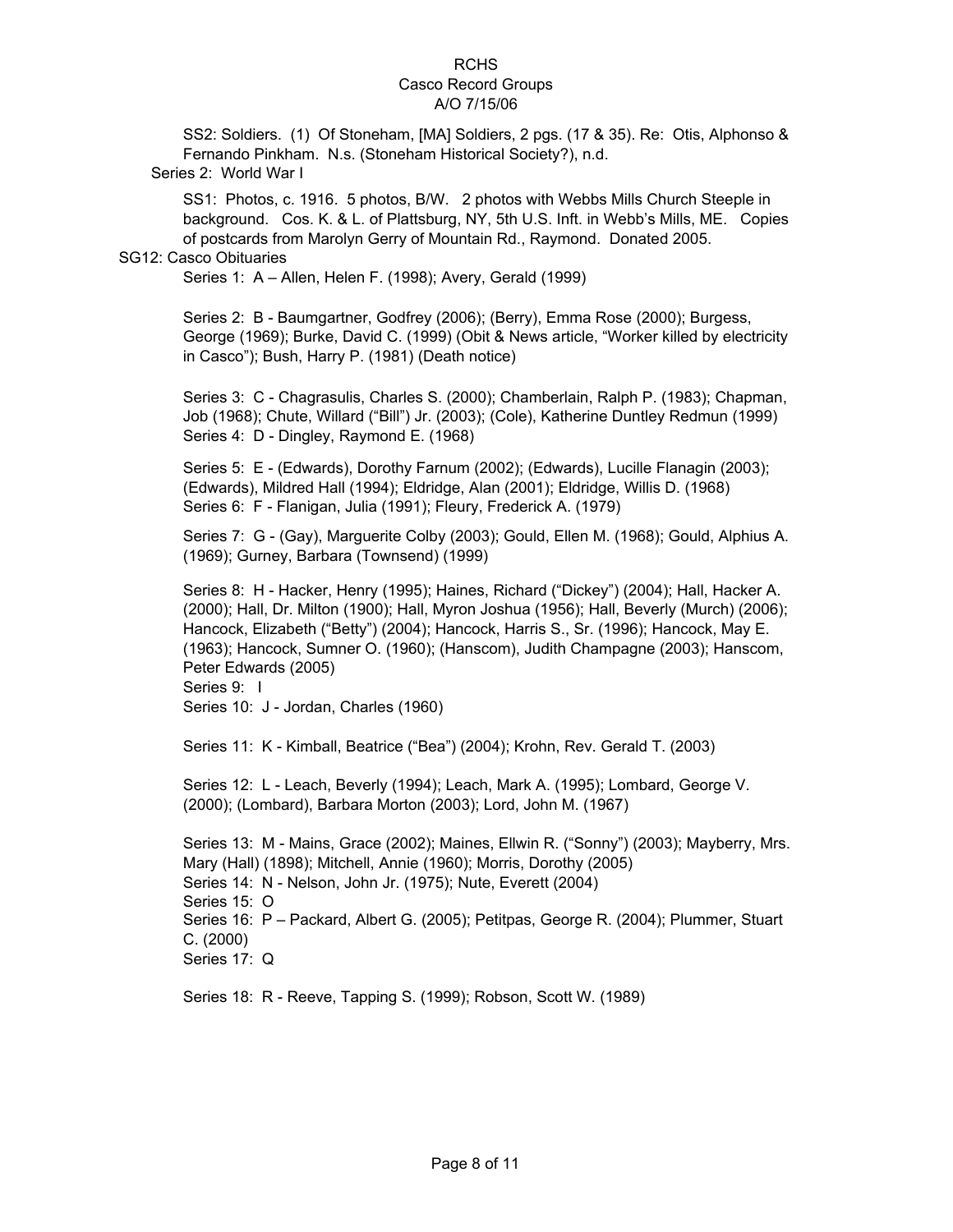SS2: Soldiers. (1) Of Stoneham, [MA] Soldiers, 2 pgs. (17 & 35). Re: Otis, Alphonso & Fernando Pinkham. N.s. (Stoneham Historical Society?), n.d.

Series 2: World War I

SS1: Photos, c. 1916. 5 photos, B/W. 2 photos with Webbs Mills Church Steeple in background. Cos. K. & L. of Plattsburg, NY, 5th U.S. Inft. in Webb's Mills, ME. Copies of postcards from Marolyn Gerry of Mountain Rd., Raymond. Donated 2005.

SG12: Casco Obituaries

Series 1: A – Allen, Helen F. (1998); Avery, Gerald (1999)

Series 2: B - Baumgartner, Godfrey (2006); (Berry), Emma Rose (2000); Burgess, George (1969); Burke, David C. (1999) (Obit & News article, "Worker killed by electricity in Casco"); Bush, Harry P. (1981) (Death notice)

Series 3: C - Chagrasulis, Charles S. (2000); Chamberlain, Ralph P. (1983); Chapman, Job (1968); Chute, Willard ("Bill") Jr. (2003); (Cole), Katherine Duntley Redmun (1999)

Series 4: D - Dingley, Raymond E. (1968)

Series 5: E - (Edwards), Dorothy Farnum (2002); (Edwards), Lucille Flanagin (2003); (Edwards), Mildred Hall (1994); Eldridge, Alan (2001); Eldridge, Willis D. (1968)

Series 6: F - Flanigan, Julia (1991); Fleury, Frederick A. (1979)

Series 7: G - (Gay), Marguerite Colby (2003); Gould, Ellen M. (1968); Gould, Alphius A. (1969); Gurney, Barbara (Townsend) (1999)

Series 8: H - Hacker, Henry (1995); Haines, Richard ("Dickey") (2004); Hall, Hacker A. (2000); Hall, Dr. Milton (1900); Hall, Myron Joshua (1956); Hall, Beverly (Murch) (2006); Hancock, Elizabeth ("Betty") (2004); Hancock, Harris S., Sr. (1996); Hancock, May E. (1963); Hancock, Sumner O. (1960); (Hanscom), Judith Champagne (2003); Hanscom, Peter Edwards (2005)

Series 9: I

Series 10: J - Jordan, Charles (1960)

Series 11: K - Kimball, Beatrice ("Bea") (2004); Krohn, Rev. Gerald T. (2003)

Series 12: L - Leach, Beverly (1994); Leach, Mark A. (1995); Lombard, George V. (2000); (Lombard), Barbara Morton (2003); Lord, John M. (1967)

Series 13: M - Mains, Grace (2002); Maines, Ellwin R. ("Sonny") (2003); Mayberry, Mrs. Mary (Hall) (1898); Mitchell, Annie (1960); Morris, Dorothy (2005)

Series 14: N - Nelson, John Jr. (1975); Nute, Everett (2004)

Series 15: O

Series 16: P – Packard, Albert G. (2005); Petitpas, George R. (2004); Plummer, Stuart C. (2000)

Series 17: Q

Series 18: R - Reeve, Tapping S. (1999); Robson, Scott W. (1989)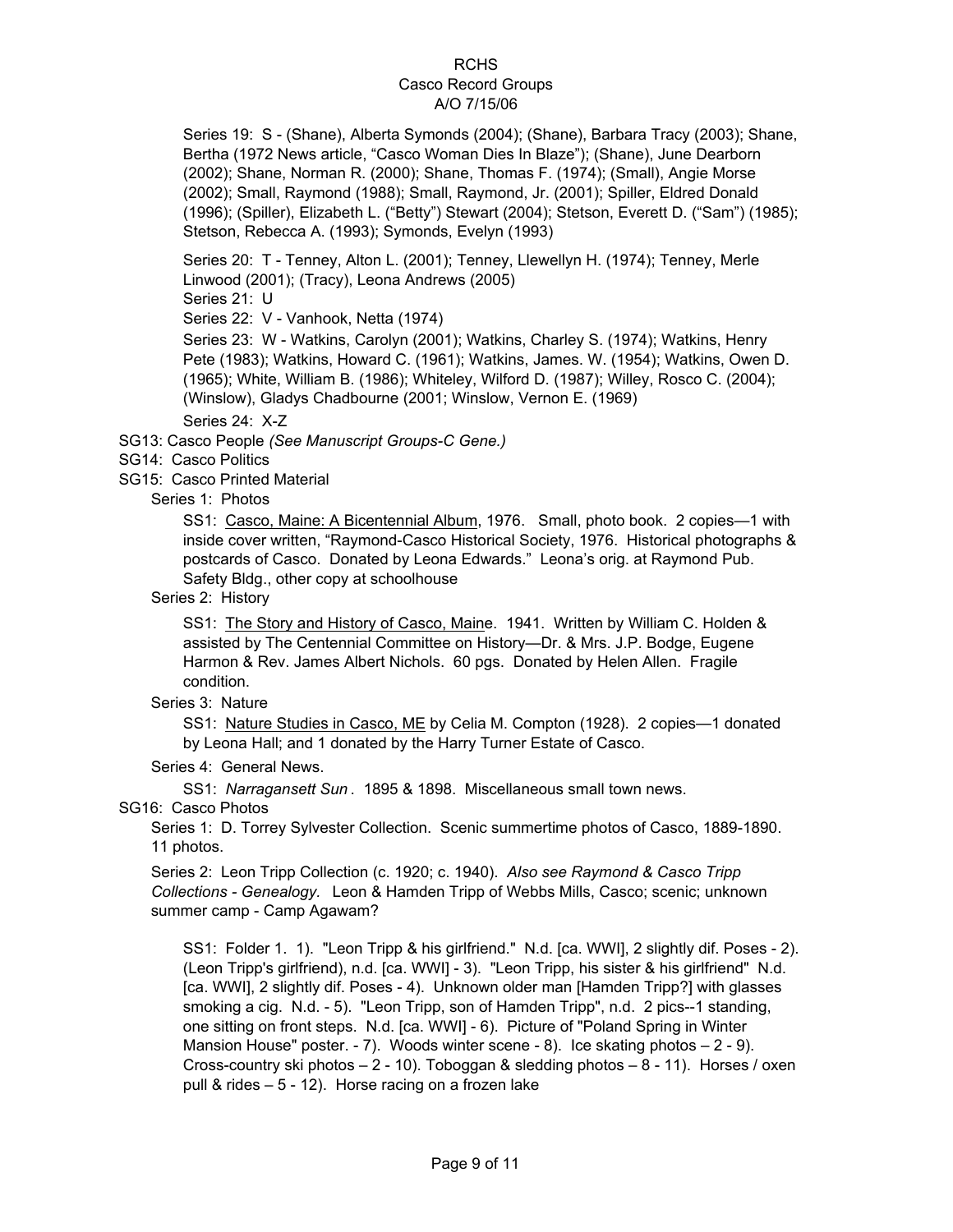Series 19: S - (Shane), Alberta Symonds (2004); (Shane), Barbara Tracy (2003); Shane, Bertha (1972 News article, "Casco Woman Dies In Blaze"); (Shane), June Dearborn (2002); Shane, Norman R. (2000); Shane, Thomas F. (1974); (Small), Angie Morse (2002); Small, Raymond (1988); Small, Raymond, Jr. (2001); Spiller, Eldred Donald (1996); (Spiller), Elizabeth L. ("Betty") Stewart (2004); Stetson, Everett D. ("Sam") (1985); Stetson, Rebecca A. (1993); Symonds, Evelyn (1993)

Series 20: T - Tenney, Alton L. (2001); Tenney, Llewellyn H. (1974); Tenney, Merle Linwood (2001); (Tracy), Leona Andrews (2005)

Series 21: U

Series 22: V - Vanhook, Netta (1974)

Series 23: W - Watkins, Carolyn (2001); Watkins, Charley S. (1974); Watkins, Henry Pete (1983); Watkins, Howard C. (1961); Watkins, James. W. (1954); Watkins, Owen D. (1965); White, William B. (1986); Whiteley, Wilford D. (1987); Willey, Rosco C. (2004); (Winslow), Gladys Chadbourne (2001; Winslow, Vernon E. (1969)

Series 24: X-Z

SG13: Casco People *(See Manuscript Groups-C Gene.)*

SG14: Casco Politics

SG15: Casco Printed Material

Series 1: Photos

SS1: Casco, Maine: A Bicentennial Album, 1976. Small, photo book. 2 copies—1 with inside cover written, "Raymond-Casco Historical Society, 1976. Historical photographs & postcards of Casco. Donated by Leona Edwards." Leona's orig. at Raymond Pub. Safety Bldg., other copy at schoolhouse

Series 2: History

SS1: The Story and History of Casco, Maine. 1941. Written by William C. Holden & assisted by The Centennial Committee on History—Dr. & Mrs. J.P. Bodge, Eugene Harmon & Rev. James Albert Nichols. 60 pgs. Donated by Helen Allen. Fragile condition.

Series 3: Nature

SS1: Nature Studies in Casco, ME by Celia M. Compton (1928). 2 copies—1 donated by Leona Hall; and 1 donated by the Harry Turner Estate of Casco.

Series 4: General News.

SS1: *Narragansett Sun* . 1895 & 1898. Miscellaneous small town news.

SG16: Casco Photos

Series 1: D. Torrey Sylvester Collection. Scenic summertime photos of Casco, 1889-1890. 11 photos.

Series 2: Leon Tripp Collection (c. 1920; c. 1940). *Also see Raymond & Casco Tripp Collections - Genealogy.* Leon & Hamden Tripp of Webbs Mills, Casco; scenic; unknown summer camp - Camp Agawam?

SS1: Folder 1. 1). "Leon Tripp & his girlfriend." N.d. [ca. WWI], 2 slightly dif. Poses - 2). (Leon Tripp's girlfriend), n.d. [ca. WWI] - 3). "Leon Tripp, his sister & his girlfriend" N.d. [ca. WWI], 2 slightly dif. Poses - 4). Unknown older man [Hamden Tripp?] with glasses smoking a cig. N.d. - 5). "Leon Tripp, son of Hamden Tripp", n.d. 2 pics--1 standing, one sitting on front steps. N.d. [ca. WWI] - 6). Picture of "Poland Spring in Winter Mansion House" poster. - 7). Woods winter scene - 8). Ice skating photos – 2 - 9). Cross-country ski photos – 2 - 10). Toboggan & sledding photos – 8 - 11). Horses / oxen pull & rides – 5 - 12). Horse racing on a frozen lake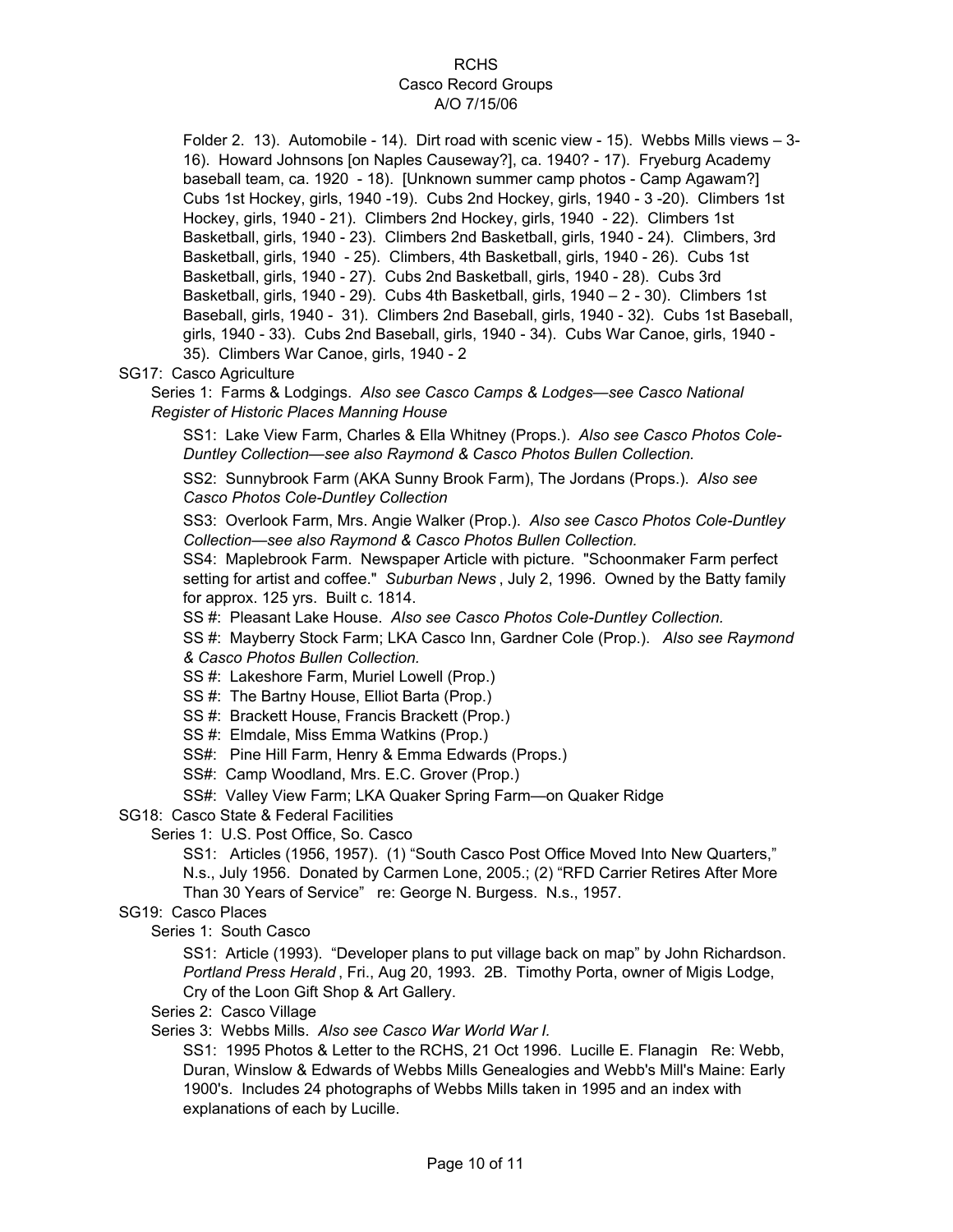Folder 2. 13). Automobile - 14). Dirt road with scenic view - 15). Webbs Mills views – 3- 16). Howard Johnsons [on Naples Causeway?], ca. 1940? - 17). Fryeburg Academy baseball team, ca. 1920 - 18). [Unknown summer camp photos - Camp Agawam?] Cubs 1st Hockey, girls, 1940 -19). Cubs 2nd Hockey, girls, 1940 - 3 -20). Climbers 1st Hockey, girls, 1940 - 21). Climbers 2nd Hockey, girls, 1940 - 22). Climbers 1st Basketball, girls, 1940 - 23). Climbers 2nd Basketball, girls, 1940 - 24). Climbers, 3rd Basketball, girls, 1940 - 25). Climbers, 4th Basketball, girls, 1940 - 26). Cubs 1st Basketball, girls, 1940 - 27). Cubs 2nd Basketball, girls, 1940 - 28). Cubs 3rd Basketball, girls, 1940 - 29). Cubs 4th Basketball, girls, 1940 – 2 - 30). Climbers 1st Baseball, girls, 1940 - 31). Climbers 2nd Baseball, girls, 1940 - 32). Cubs 1st Baseball, girls, 1940 - 33). Cubs 2nd Baseball, girls, 1940 - 34). Cubs War Canoe, girls, 1940 - 35). Climbers War Canoe, girls, 1940 - 2

SG17: Casco Agriculture

Series 1: Farms & Lodgings. *Also see Casco Camps & Lodges—see Casco National Register of Historic Places Manning House*

SS1: Lake View Farm, Charles & Ella Whitney (Props.). *Also see Casco Photos Cole-Duntley Collection—see also Raymond & Casco Photos Bullen Collection.*

SS2: Sunnybrook Farm (AKA Sunny Brook Farm), The Jordans (Props.). *Also see Casco Photos Cole-Duntley Collection*

SS3: Overlook Farm, Mrs. Angie Walker (Prop.). *Also see Casco Photos Cole-Duntley Collection—see also Raymond & Casco Photos Bullen Collection.*

SS4: Maplebrook Farm. Newspaper Article with picture. "Schoonmaker Farm perfect setting for artist and coffee." *Suburban News*, July 2, 1996. Owned by the Batty family for approx. 125 yrs. Built c. 1814.

SS #: Pleasant Lake House. *Also see Casco Photos Cole-Duntley Collection.*

SS #: Mayberry Stock Farm; LKA Casco Inn, Gardner Cole (Prop.). *Also see Raymond & Casco Photos Bullen Collection.*

SS #: Lakeshore Farm, Muriel Lowell (Prop.)

SS #: The Bartny House, Elliot Barta (Prop.)

SS #: Brackett House, Francis Brackett (Prop.)

SS #: Elmdale, Miss Emma Watkins (Prop.)

SS#: Pine Hill Farm, Henry & Emma Edwards (Props.)

SS#: Camp Woodland, Mrs. E.C. Grover (Prop.)

SS#: Valley View Farm; LKA Quaker Spring Farm—on Quaker Ridge

SG18: Casco State & Federal Facilities

Series 1: U.S. Post Office, So. Casco

SS1: Articles (1956, 1957). (1) "South Casco Post Office Moved Into New Quarters," N.s., July 1956. Donated by Carmen Lone, 2005.; (2) "RFD Carrier Retires After More Than 30 Years of Service" re: George N. Burgess. N.s., 1957.

SG19: Casco Places

Series 1: South Casco

SS1: Article (1993). "Developer plans to put village back on map" by John Richardson. *Portland Press Herald*, Fri., Aug 20, 1993. 2B. Timothy Porta, owner of Migis Lodge, Cry of the Loon Gift Shop & Art Gallery.

Series 2: Casco Village

Series 3: Webbs Mills. *Also see Casco War World War I.*

SS1: 1995 Photos & Letter to the RCHS, 21 Oct 1996. Lucille E. Flanagin Re: Webb, Duran, Winslow & Edwards of Webbs Mills Genealogies and Webb's Mill's Maine: Early 1900's. Includes 24 photographs of Webbs Mills taken in 1995 and an index with explanations of each by Lucille.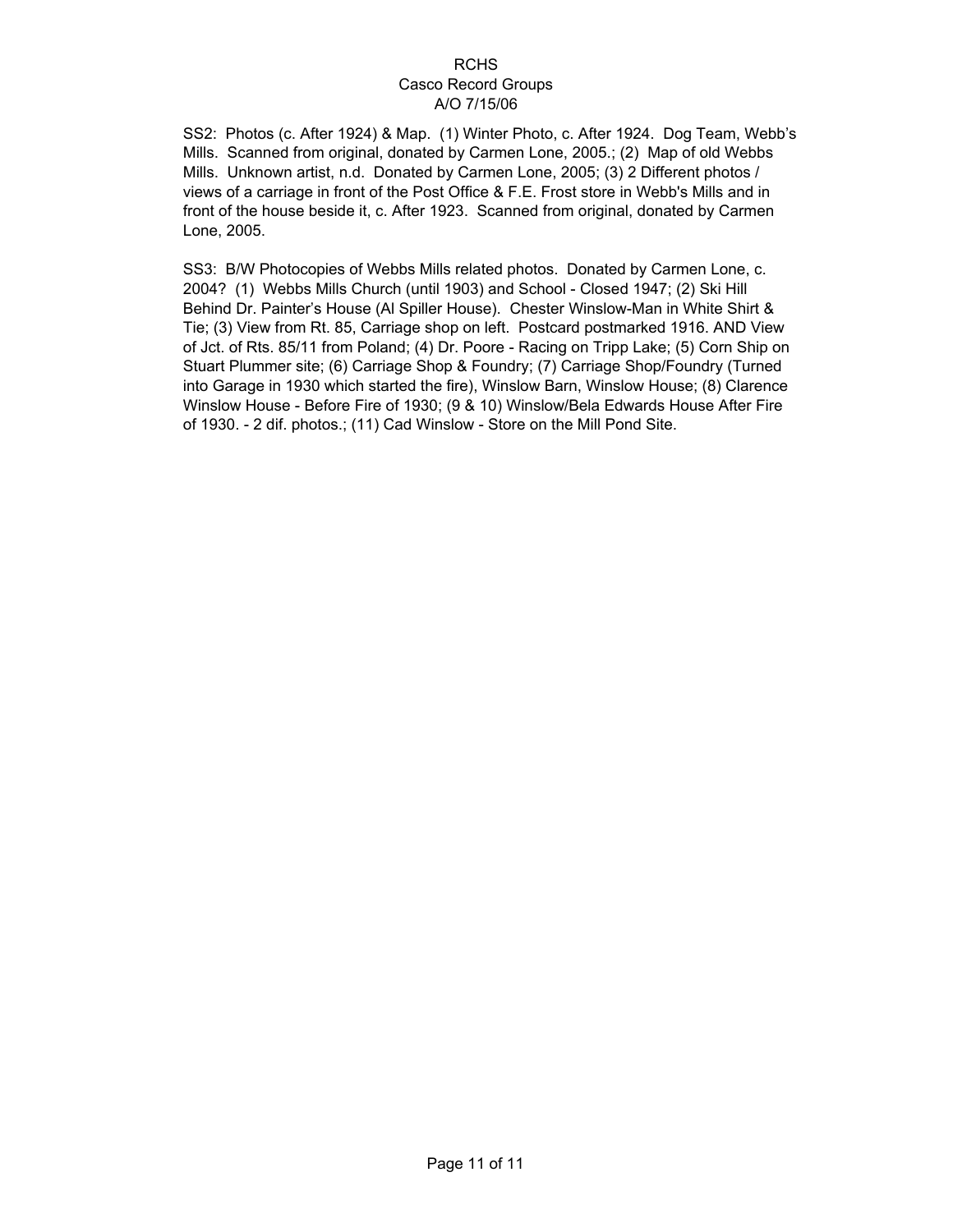SS2:  Photos (c. After 1924) & Map.  (1) Winter Photo, c. After 1924.  Dog Team, Webb's Mills.  Scanned from original, donated by Carmen Lone, 2005.; (2)  Map of old Webbs Mills.  Unknown artist, n.d.  Donated by Carmen Lone, 2005; (3) 2 Different photos / views of a carriage in front of the Post Office & F.E. Frost store in Webb's Mills and in front of the house beside it, c. After 1923.  Scanned from original, donated by Carmen Lone, 2005.

SS3:  B/W Photocopies of Webbs Mills related photos.  Donated by Carmen Lone, c. 2004?  (1)  Webbs Mills Church (until 1903) and School - Closed 1947; (2) Ski Hill Behind Dr. Painter's House (Al Spiller House).  Chester Winslow-Man in White Shirt & Tie; (3) View from Rt. 85, Carriage shop on left.  Postcard postmarked 1916. AND View of Jct. of Rts. 85/11 from Poland; (4) Dr. Poore - Racing on Tripp Lake; (5) Corn Ship on Stuart Plummer site; (6) Carriage Shop & Foundry; (7) Carriage Shop/Foundry (Turned into Garage in 1930 which started the fire), Winslow Barn, Winslow House; (8) Clarence Winslow House - Before Fire of 1930; (9 & 10) Winslow/Bela Edwards House After Fire of 1930. - 2 dif. photos.; (11) Cad Winslow - Store on the Mill Pond Site.